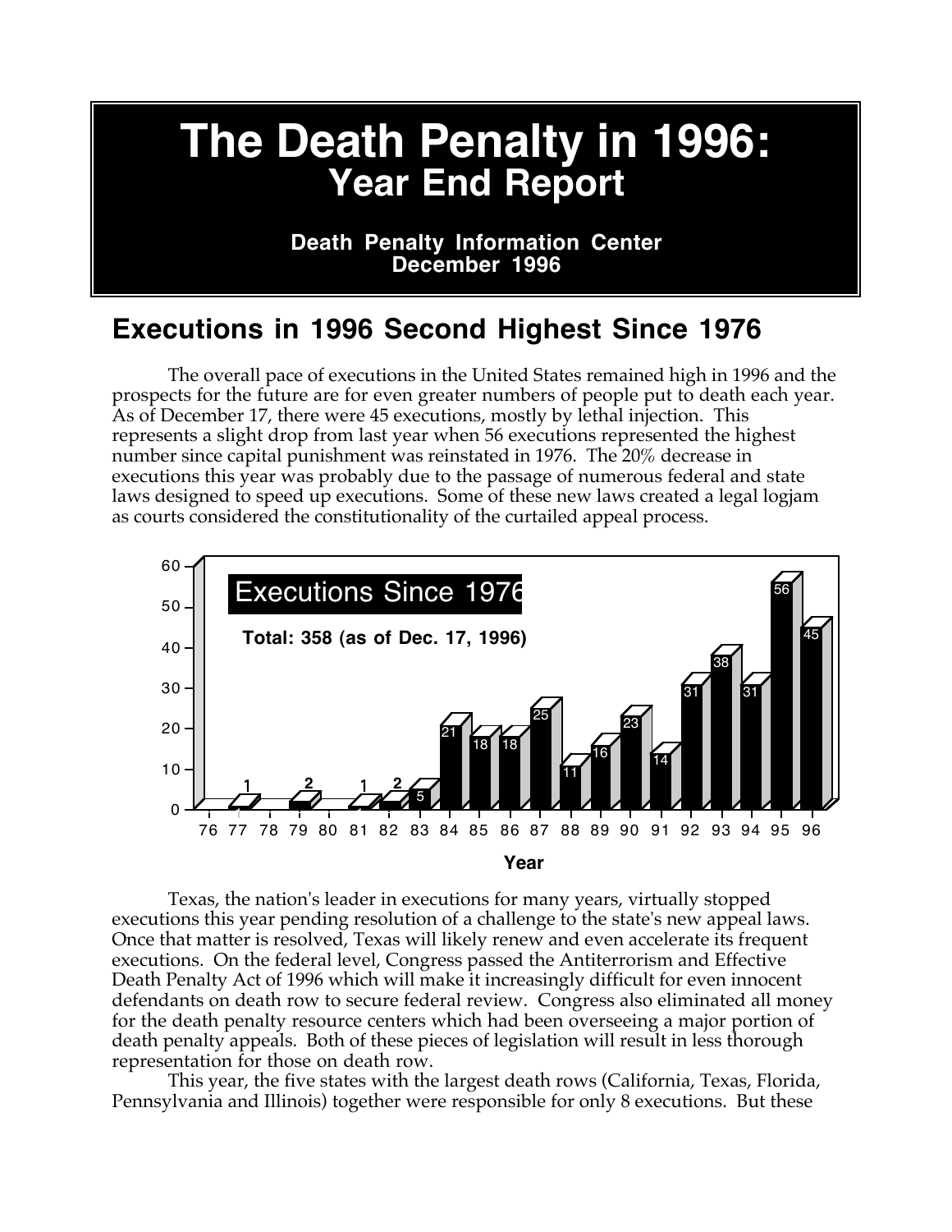# The Death Penalty in 1996:
## Year End Report

**Death Penalty Information Center**
**December 1996**

## Executions in 1996 Second Highest Since 1976

The overall pace of executions in the United States remained high in 1996 and the prospects for the future are for even greater numbers of people put to death each year. As of December 17, there were 45 executions, mostly by lethal injection. This represents a slight drop from last year when 56 executions represented the highest number since capital punishment was reinstated in 1976. The 20% decrease in executions this year was probably due to the passage of numerous federal and state laws designed to speed up executions. Some of these new laws created a legal logjam as courts considered the constitutionality of the curtailed appeal process.

**Executions Since 1976**

**Total: 358 (as of Dec. 17, 1996)**

| Year | 76 | 77 | 78 | 79 | 80 | 81 | 82 | 83 | 84 | 85 | 86 | 87 | 88 | 89 | 90 | 91 | 92 | 93 | 94 | 95 | 96 |
|---|---|---|---|---|---|---|---|---|---|---|---|---|---|---|---|---|---|---|---|---|---|
| Executions | | 1 | | 2 | | 1 | 2 | 5 | 21 | 18 | 18 | 25 | 11 | 16 | 23 | 14 | 31 | 38 | 31 | 56 | 45 |

Texas, the nation's leader in executions for many years, virtually stopped executions this year pending resolution of a challenge to the state's new appeal laws. Once that matter is resolved, Texas will likely renew and even accelerate its frequent executions. On the federal level, Congress passed the Antiterrorism and Effective Death Penalty Act of 1996 which will make it increasingly difficult for even innocent defendants on death row to secure federal review. Congress also eliminated all money for the death penalty resource centers which had been overseeing a major portion of death penalty appeals. Both of these pieces of legislation will result in less thorough representation for those on death row.

This year, the five states with the largest death rows (California, Texas, Florida, Pennsylvania and Illinois) together were responsible for only 8 executions. But these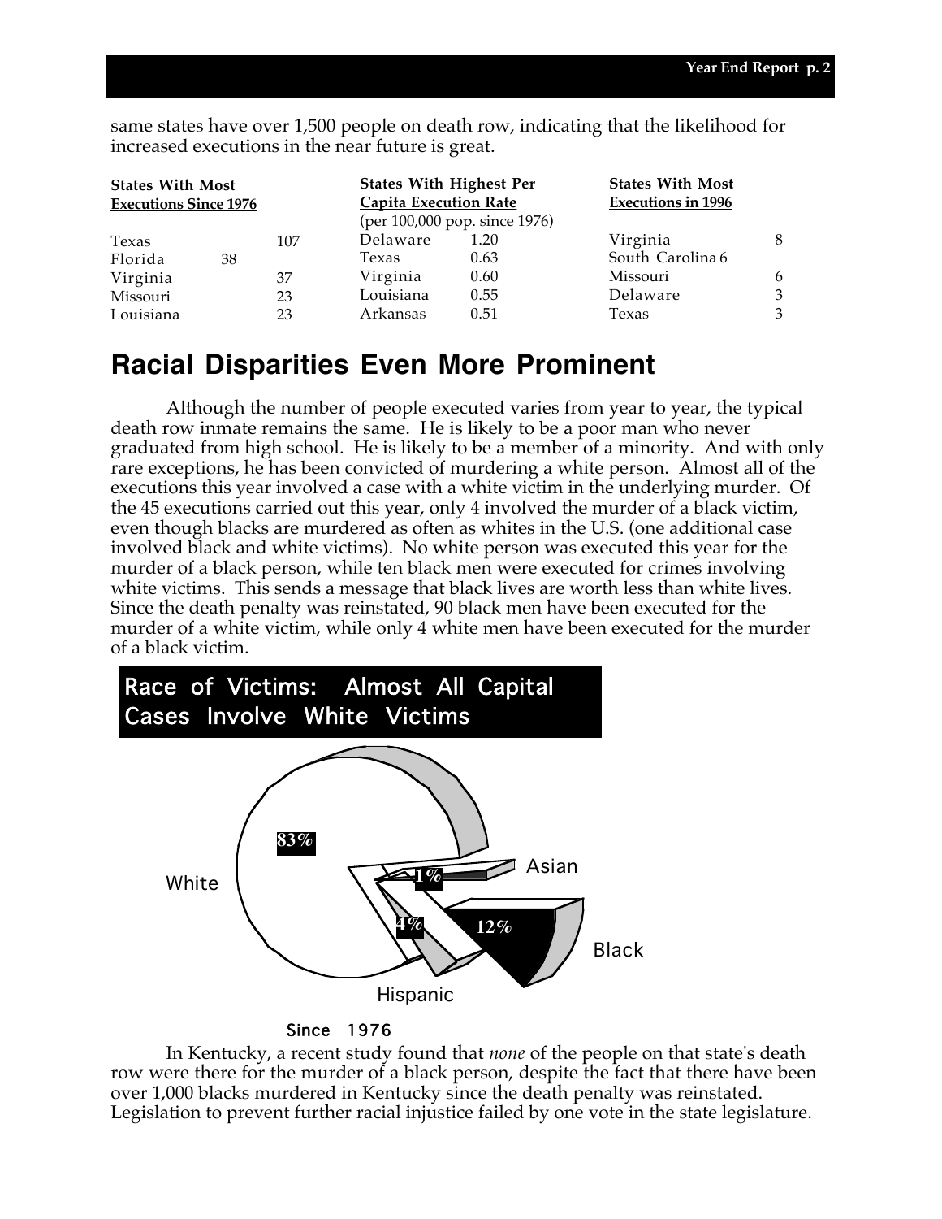same states have over 1,500 people on death row, indicating that the likelihood for increased executions in the near future is great.

| States With Most Executions Since 1976 | |
|---|---|
| Texas | 107 |
| Florida | 38 |
| Virginia | 37 |
| Missouri | 23 |
| Louisiana | 23 |

| States With Highest Per Capita Execution Rate (per 100,000 pop. since 1976) | |
|---|---|
| Delaware | 1.20 |
| Texas | 0.63 |
| Virginia | 0.60 |
| Louisiana | 0.55 |
| Arkansas | 0.51 |

| States With Most Executions in 1996 | |
|---|---|
| Virginia | 8 |
| South Carolina | 6 |
| Missouri | 6 |
| Delaware | 3 |
| Texas | 3 |

## Racial Disparities Even More Prominent

Although the number of people executed varies from year to year, the typical death row inmate remains the same. He is likely to be a poor man who never graduated from high school. He is likely to be a member of a minority. And with only rare exceptions, he has been convicted of murdering a white person. Almost all of the executions this year involved a case with a white victim in the underlying murder. Of the 45 executions carried out this year, only 4 involved the murder of a black victim, even though blacks are murdered as often as whites in the U.S. (one additional case involved black and white victims). No white person was executed this year for the murder of a black person, while ten black men were executed for crimes involving white victims. This sends a message that black lives are worth less than white lives. Since the death penalty was reinstated, 90 black men have been executed for the murder of a white victim, while only 4 white men have been executed for the murder of a black victim.

**Race of Victims: Almost All Capital Cases Involve White Victims**

White 83%, Black 12%, Hispanic 4%, Asian 1%

Since 1976

In Kentucky, a recent study found that *none* of the people on that state's death row were there for the murder of a black person, despite the fact that there have been over 1,000 blacks murdered in Kentucky since the death penalty was reinstated. Legislation to prevent further racial injustice failed by one vote in the state legislature.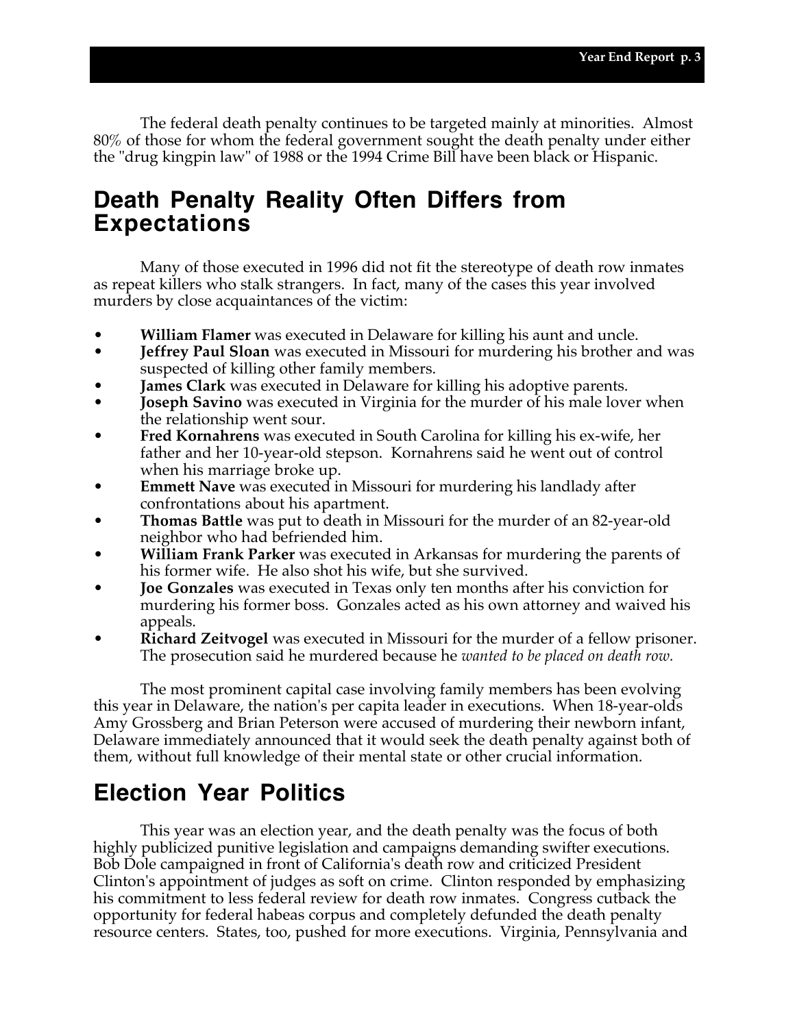The federal death penalty continues to be targeted mainly at minorities. Almost 80% of those for whom the federal government sought the death penalty under either the "drug kingpin law" of 1988 or the 1994 Crime Bill have been black or Hispanic.

## Death Penalty Reality Often Differs from Expectations

Many of those executed in 1996 did not fit the stereotype of death row inmates as repeat killers who stalk strangers. In fact, many of the cases this year involved murders by close acquaintances of the victim:

- **William Flamer** was executed in Delaware for killing his aunt and uncle.
- **Jeffrey Paul Sloan** was executed in Missouri for murdering his brother and was suspected of killing other family members.
- **James Clark** was executed in Delaware for killing his adoptive parents.
- **Joseph Savino** was executed in Virginia for the murder of his male lover when the relationship went sour.
- **Fred Kornahrens** was executed in South Carolina for killing his ex-wife, her father and her 10-year-old stepson. Kornahrens said he went out of control when his marriage broke up.
- **Emmett Nave** was executed in Missouri for murdering his landlady after confrontations about his apartment.
- **Thomas Battle** was put to death in Missouri for the murder of an 82-year-old neighbor who had befriended him.
- **William Frank Parker** was executed in Arkansas for murdering the parents of his former wife. He also shot his wife, but she survived.
- **Joe Gonzales** was executed in Texas only ten months after his conviction for murdering his former boss. Gonzales acted as his own attorney and waived his appeals.
- **Richard Zeitvogel** was executed in Missouri for the murder of a fellow prisoner. The prosecution said he murdered because he *wanted to be placed on death row.*

The most prominent capital case involving family members has been evolving this year in Delaware, the nation's per capita leader in executions. When 18-year-olds Amy Grossberg and Brian Peterson were accused of murdering their newborn infant, Delaware immediately announced that it would seek the death penalty against both of them, without full knowledge of their mental state or other crucial information.

## Election Year Politics

This year was an election year, and the death penalty was the focus of both highly publicized punitive legislation and campaigns demanding swifter executions. Bob Dole campaigned in front of California's death row and criticized President Clinton's appointment of judges as soft on crime. Clinton responded by emphasizing his commitment to less federal review for death row inmates. Congress cutback the opportunity for federal habeas corpus and completely defunded the death penalty resource centers. States, too, pushed for more executions. Virginia, Pennsylvania and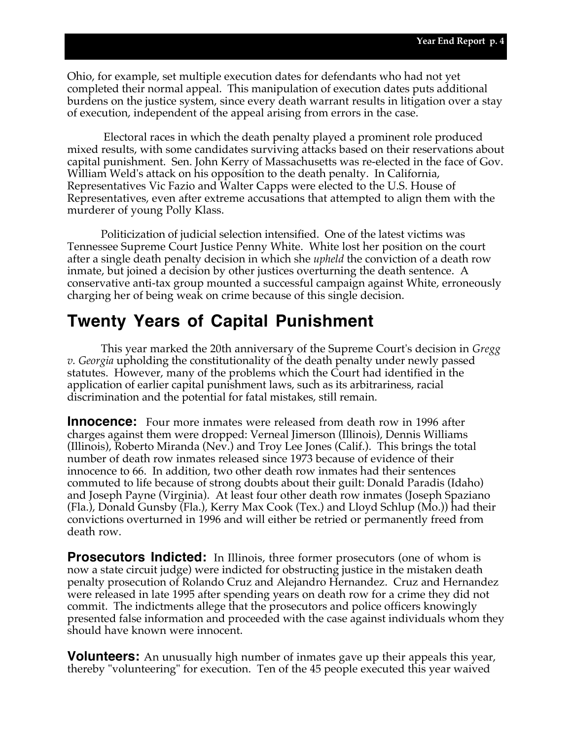Ohio, for example, set multiple execution dates for defendants who had not yet completed their normal appeal. This manipulation of execution dates puts additional burdens on the justice system, since every death warrant results in litigation over a stay of execution, independent of the appeal arising from errors in the case.

Electoral races in which the death penalty played a prominent role produced mixed results, with some candidates surviving attacks based on their reservations about capital punishment. Sen. John Kerry of Massachusetts was re-elected in the face of Gov. William Weld's attack on his opposition to the death penalty. In California, Representatives Vic Fazio and Walter Capps were elected to the U.S. House of Representatives, even after extreme accusations that attempted to align them with the murderer of young Polly Klass.

Politicization of judicial selection intensified. One of the latest victims was Tennessee Supreme Court Justice Penny White. White lost her position on the court after a single death penalty decision in which she *upheld* the conviction of a death row inmate, but joined a decision by other justices overturning the death sentence. A conservative anti-tax group mounted a successful campaign against White, erroneously charging her of being weak on crime because of this single decision.

## Twenty Years of Capital Punishment

This year marked the 20th anniversary of the Supreme Court's decision in *Gregg v. Georgia* upholding the constitutionality of the death penalty under newly passed statutes. However, many of the problems which the Court had identified in the application of earlier capital punishment laws, such as its arbitrariness, racial discrimination and the potential for fatal mistakes, still remain.

**Innocence:** Four more inmates were released from death row in 1996 after charges against them were dropped: Verneal Jimerson (Illinois), Dennis Williams (Illinois), Roberto Miranda (Nev.) and Troy Lee Jones (Calif.). This brings the total number of death row inmates released since 1973 because of evidence of their innocence to 66. In addition, two other death row inmates had their sentences commuted to life because of strong doubts about their guilt: Donald Paradis (Idaho) and Joseph Payne (Virginia). At least four other death row inmates (Joseph Spaziano (Fla.), Donald Gunsby (Fla.), Kerry Max Cook (Tex.) and Lloyd Schlup (Mo.)) had their convictions overturned in 1996 and will either be retried or permanently freed from death row.

**Prosecutors Indicted:** In Illinois, three former prosecutors (one of whom is now a state circuit judge) were indicted for obstructing justice in the mistaken death penalty prosecution of Rolando Cruz and Alejandro Hernandez. Cruz and Hernandez were released in late 1995 after spending years on death row for a crime they did not commit. The indictments allege that the prosecutors and police officers knowingly presented false information and proceeded with the case against individuals whom they should have known were innocent.

**Volunteers:** An unusually high number of inmates gave up their appeals this year, thereby "volunteering" for execution. Ten of the 45 people executed this year waived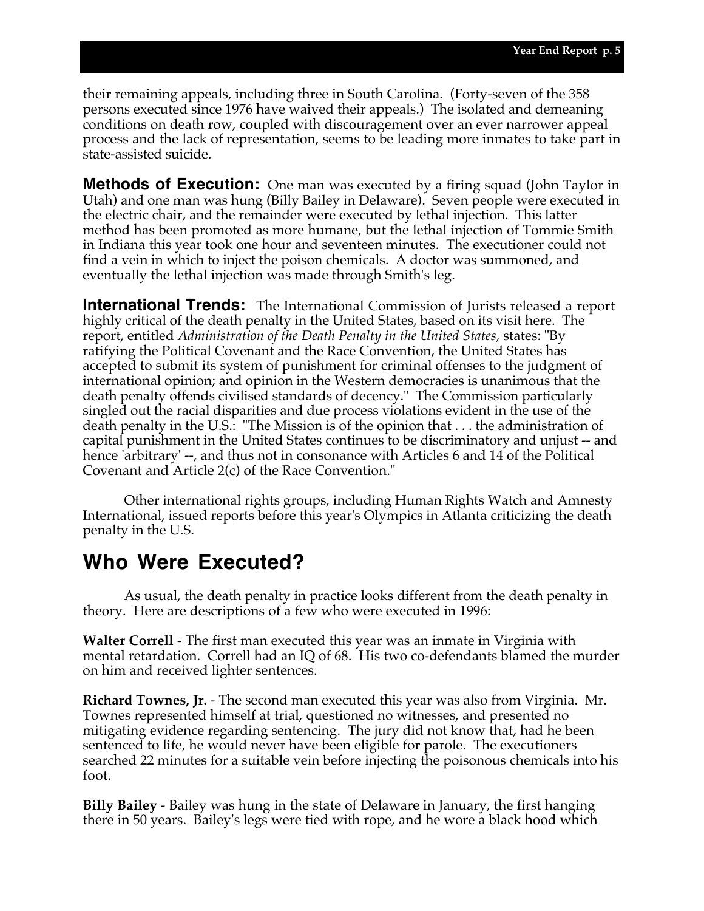their remaining appeals, including three in South Carolina. (Forty-seven of the 358 persons executed since 1976 have waived their appeals.) The isolated and demeaning conditions on death row, coupled with discouragement over an ever narrower appeal process and the lack of representation, seems to be leading more inmates to take part in state-assisted suicide.

**Methods of Execution:** One man was executed by a firing squad (John Taylor in Utah) and one man was hung (Billy Bailey in Delaware). Seven people were executed in the electric chair, and the remainder were executed by lethal injection. This latter method has been promoted as more humane, but the lethal injection of Tommie Smith in Indiana this year took one hour and seventeen minutes. The executioner could not find a vein in which to inject the poison chemicals. A doctor was summoned, and eventually the lethal injection was made through Smith's leg.

**International Trends:** The International Commission of Jurists released a report highly critical of the death penalty in the United States, based on its visit here. The report, entitled *Administration of the Death Penalty in the United States,* states: "By ratifying the Political Covenant and the Race Convention, the United States has accepted to submit its system of punishment for criminal offenses to the judgment of international opinion; and opinion in the Western democracies is unanimous that the death penalty offends civilised standards of decency." The Commission particularly singled out the racial disparities and due process violations evident in the use of the death penalty in the U.S.: "The Mission is of the opinion that . . . the administration of capital punishment in the United States continues to be discriminatory and unjust -- and hence 'arbitrary' --, and thus not in consonance with Articles 6 and 14 of the Political Covenant and Article 2(c) of the Race Convention."

Other international rights groups, including Human Rights Watch and Amnesty International, issued reports before this year's Olympics in Atlanta criticizing the death penalty in the U.S.

## Who Were Executed?

As usual, the death penalty in practice looks different from the death penalty in theory. Here are descriptions of a few who were executed in 1996:

**Walter Correll** - The first man executed this year was an inmate in Virginia with mental retardation. Correll had an IQ of 68. His two co-defendants blamed the murder on him and received lighter sentences.

**Richard Townes, Jr.** - The second man executed this year was also from Virginia. Mr. Townes represented himself at trial, questioned no witnesses, and presented no mitigating evidence regarding sentencing. The jury did not know that, had he been sentenced to life, he would never have been eligible for parole. The executioners searched 22 minutes for a suitable vein before injecting the poisonous chemicals into his foot.

**Billy Bailey** - Bailey was hung in the state of Delaware in January, the first hanging there in 50 years. Bailey's legs were tied with rope, and he wore a black hood which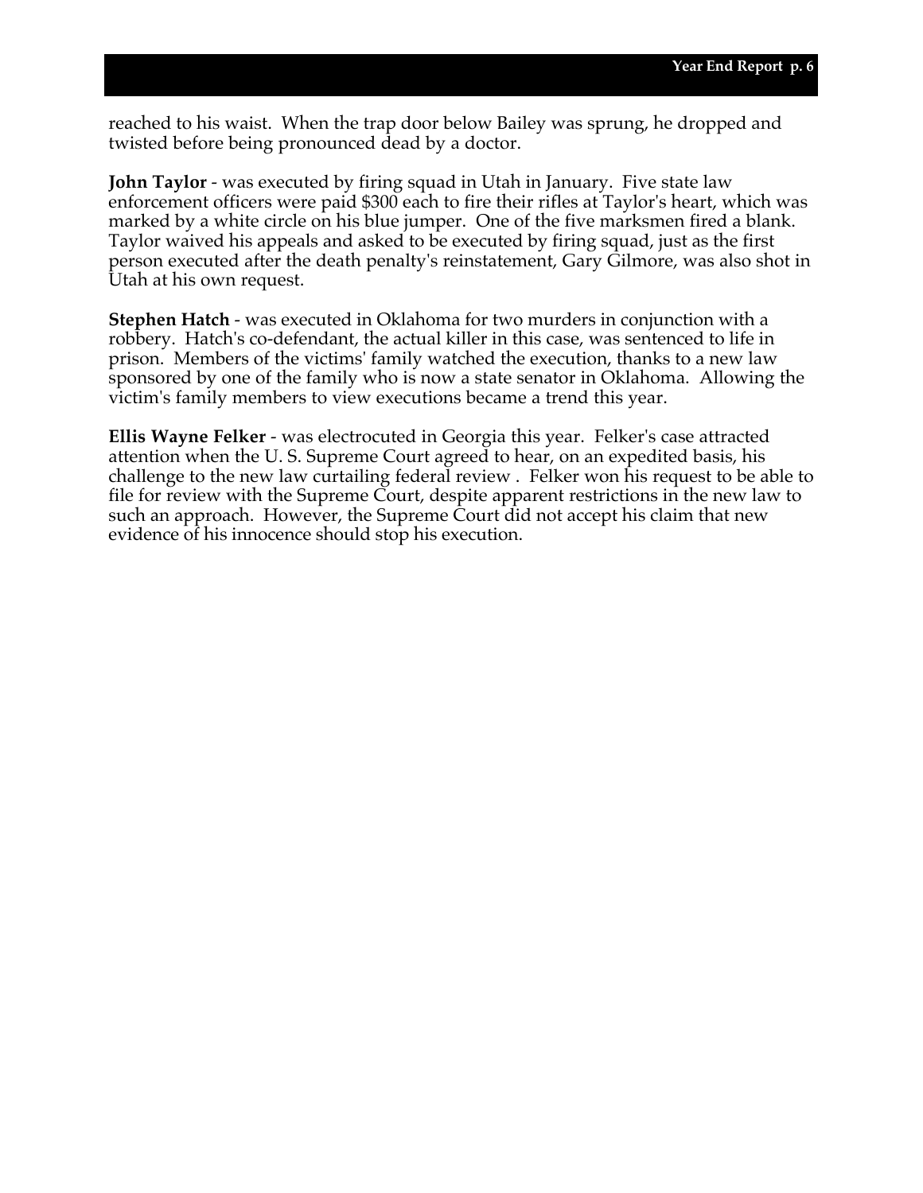reached to his waist. When the trap door below Bailey was sprung, he dropped and twisted before being pronounced dead by a doctor.

**John Taylor** - was executed by firing squad in Utah in January. Five state law enforcement officers were paid $300 each to fire their rifles at Taylor's heart, which was marked by a white circle on his blue jumper. One of the five marksmen fired a blank. Taylor waived his appeals and asked to be executed by firing squad, just as the first person executed after the death penalty's reinstatement, Gary Gilmore, was also shot in Utah at his own request.

**Stephen Hatch** - was executed in Oklahoma for two murders in conjunction with a robbery. Hatch's co-defendant, the actual killer in this case, was sentenced to life in prison. Members of the victims' family watched the execution, thanks to a new law sponsored by one of the family who is now a state senator in Oklahoma. Allowing the victim's family members to view executions became a trend this year.

**Ellis Wayne Felker** - was electrocuted in Georgia this year. Felker's case attracted attention when the U. S. Supreme Court agreed to hear, on an expedited basis, his challenge to the new law curtailing federal review . Felker won his request to be able to file for review with the Supreme Court, despite apparent restrictions in the new law to such an approach. However, the Supreme Court did not accept his claim that new evidence of his innocence should stop his execution.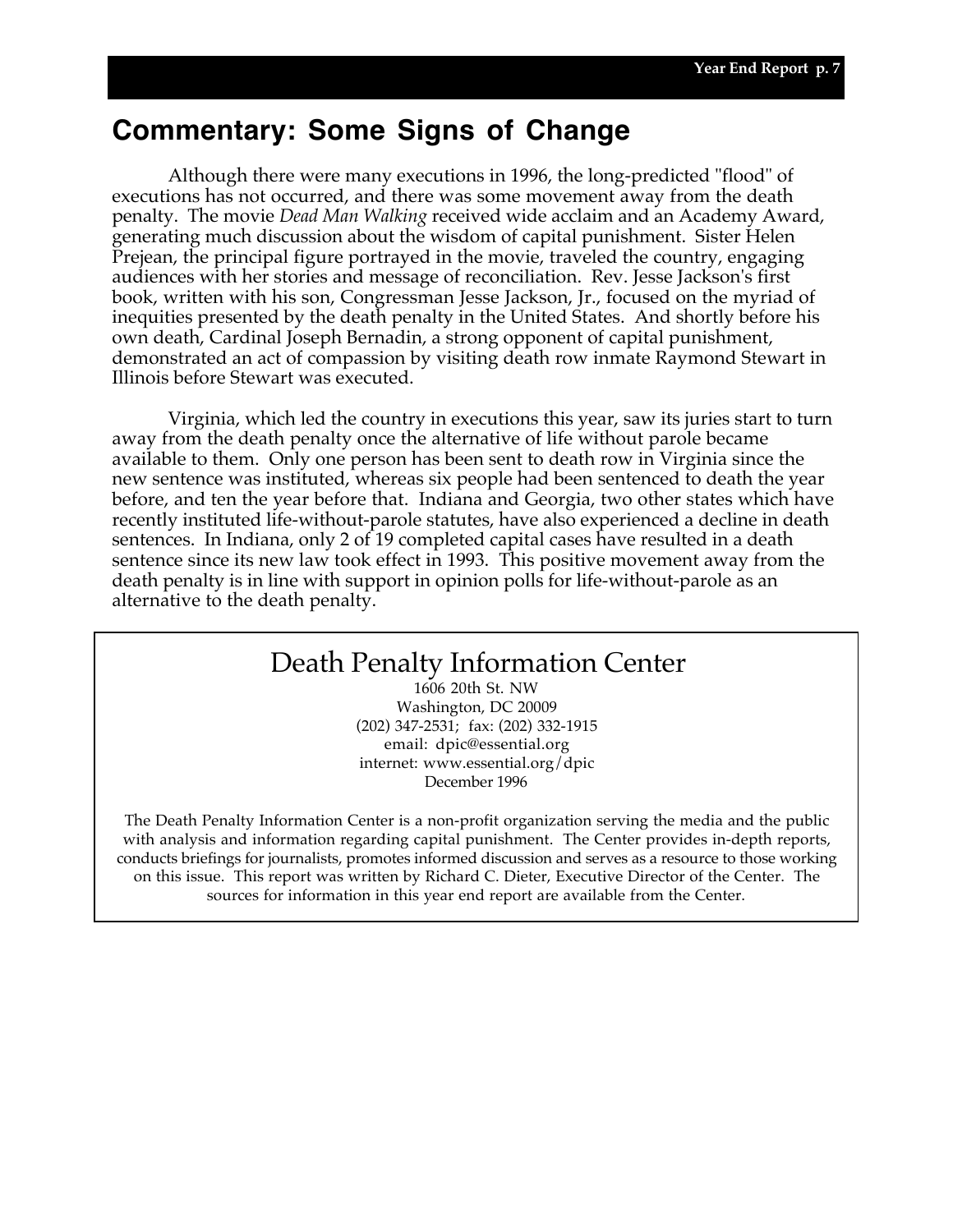## Commentary: Some Signs of Change

Although there were many executions in 1996, the long-predicted "flood" of executions has not occurred, and there was some movement away from the death penalty. The movie *Dead Man Walking* received wide acclaim and an Academy Award, generating much discussion about the wisdom of capital punishment. Sister Helen Prejean, the principal figure portrayed in the movie, traveled the country, engaging audiences with her stories and message of reconciliation. Rev. Jesse Jackson's first book, written with his son, Congressman Jesse Jackson, Jr., focused on the myriad of inequities presented by the death penalty in the United States. And shortly before his own death, Cardinal Joseph Bernadin, a strong opponent of capital punishment, demonstrated an act of compassion by visiting death row inmate Raymond Stewart in Illinois before Stewart was executed.

Virginia, which led the country in executions this year, saw its juries start to turn away from the death penalty once the alternative of life without parole became available to them. Only one person has been sent to death row in Virginia since the new sentence was instituted, whereas six people had been sentenced to death the year before, and ten the year before that. Indiana and Georgia, two other states which have recently instituted life-without-parole statutes, have also experienced a decline in death sentences. In Indiana, only 2 of 19 completed capital cases have resulted in a death sentence since its new law took effect in 1993. This positive movement away from the death penalty is in line with support in opinion polls for life-without-parole as an alternative to the death penalty.

Death Penalty Information Center
1606 20th St. NW
Washington, DC 20009
(202) 347-2531; fax: (202) 332-1915
email: dpic@essential.org
internet: www.essential.org/dpic
December 1996

The Death Penalty Information Center is a non-profit organization serving the media and the public with analysis and information regarding capital punishment. The Center provides in-depth reports, conducts briefings for journalists, promotes informed discussion and serves as a resource to those working on this issue. This report was written by Richard C. Dieter, Executive Director of the Center. The sources for information in this year end report are available from the Center.